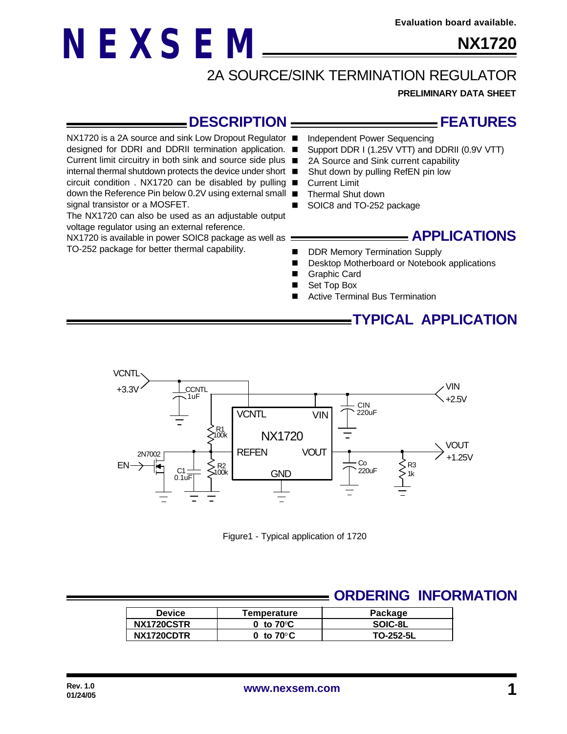Evaluation board available.

# NEXSEM

# NX1720

## 2A SOURCE/SINK TERMINATION REGULATOR

**PRELIMINARY DATA SHEET**

## DESCRIPTION

NX1720 is a 2A source and sink Low Dropout Regulator designed for DDRI and DDRII termination application. Current limit circuitry in both sink and source side plus internal thermal shutdown protects the device under short circuit condition . NX1720 can be disabled by pulling down the Reference Pin below 0.2V using external small signal transistor or a MOSFET.

The NX1720 can also be used as an adjustable output voltage regulator using an external reference.

NX1720 is available in power SOIC8 package as well as TO-252 package for better thermal capability.

## FEATURES

- Independent Power Sequencing
- Support DDR I (1.25V VTT) and DDRII (0.9V VTT)
- 2A Source and Sink current capability
- Shut down by pulling RefEN pin low
- Current Limit
- Thermal Shut down
- SOIC8 and TO-252 package

## APPLICATIONS

- DDR Memory Termination Supply
- Desktop Motherboard or Notebook applications
- Graphic Card
- Set Top Box
- Active Terminal Bus Termination

## TYPICAL APPLICATION

Figure1 - Typical application of 1720

## ORDERING INFORMATION

| Device | Temperature | Package |
|---|---|---|
| NX1720CSTR | 0 to 70°C | SOIC-8L |
| NX1720CDTR | 0 to 70°C | TO-252-5L |

Rev. 1.0
01/24/05

www.nexsem.com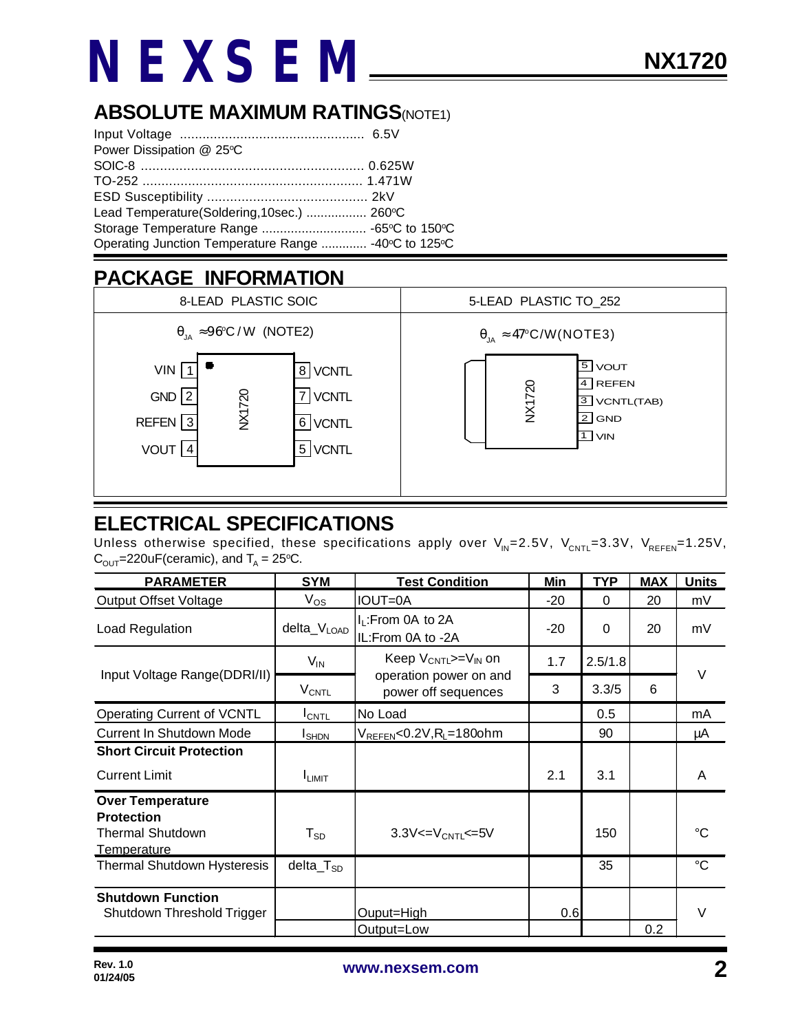## ABSOLUTE MAXIMUM RATINGS(NOTE1)

Input Voltage ................................................ 6.5V
Power Dissipation @ 25°C
SOIC-8 .......................................................... 0.625W
TO-252 .......................................................... 1.471W
ESD Susceptibility .......................................... 2kV
Lead Temperature(Soldering,10sec.) ................ 260°C
Storage Temperature Range ............................ -65°C to 150°C
Operating Junction Temperature Range ............ -40°C to 125°C

## PACKAGE INFORMATION

| 8-LEAD PLASTIC SOIC | 5-LEAD PLASTIC TO_252 |
|---|---|
| $\theta_{JA}$ ≈96°C/W (NOTE2) | $\theta_{JA}$ ≈47°C/W(NOTE3) |
| Pin 1: VIN; Pin 2: GND; Pin 3: REFEN; Pin 4: VOUT; Pin 5: VCNTL; Pin 6: VCNTL; Pin 7: VCNTL; Pin 8: VCNTL (NX1720) | Pin 1: VIN; Pin 2: GND; Pin 3: VCNTL(TAB); Pin 4: REFEN; Pin 5: VOUT (NX1720) |

## ELECTRICAL SPECIFICATIONS

Unless otherwise specified, these specifications apply over $V_{IN}$=2.5V, $V_{CNTL}$=3.3V, $V_{REFEN}$=1.25V, $C_{OUT}$=220uF(ceramic), and $T_A$ = 25°C.

| PARAMETER | SYM | Test Condition | Min | TYP | MAX | Units |
|---|---|---|---|---|---|---|
| Output Offset Voltage | $V_{OS}$ | IOUT=0A | -20 | 0 | 20 | mV |
| Load Regulation | delta_$V_{LOAD}$ | $I_L$:From 0A to 2A<br>IL:From 0A to -2A | -20 | 0 | 20 | mV |
| Input Voltage Range(DDRI/II) | $V_{IN}$ | Keep $V_{CNTL}$>=$V_{IN}$ on operation power on and power off sequences | 1.7 | 2.5/1.8 | | V |
| | $V_{CNTL}$ | | 3 | 3.3/5 | 6 | |
| Operating Current of VCNTL | $I_{CNTL}$ | No Load | | 0.5 | | mA |
| Current In Shutdown Mode | $I_{SHDN}$ | $V_{REFEN}$<0.2V,$R_L$=180ohm | | 90 | | µA |
| **Short Circuit Protection**<br>Current Limit | $I_{LIMIT}$ | | 2.1 | 3.1 | | A |
| **Over Temperature Protection**<br>Thermal Shutdown Temperature | $T_{SD}$ | 3.3V<=$V_{CNTL}$<=5V | | 150 | | °C |
| Thermal Shutdown Hysteresis | delta_$T_{SD}$ | | | 35 | | °C |
| **Shutdown Function**<br>Shutdown Threshold Trigger | | Ouput=High | 0.6 | | | V |
| | | Output=Low | | | 0.2 | |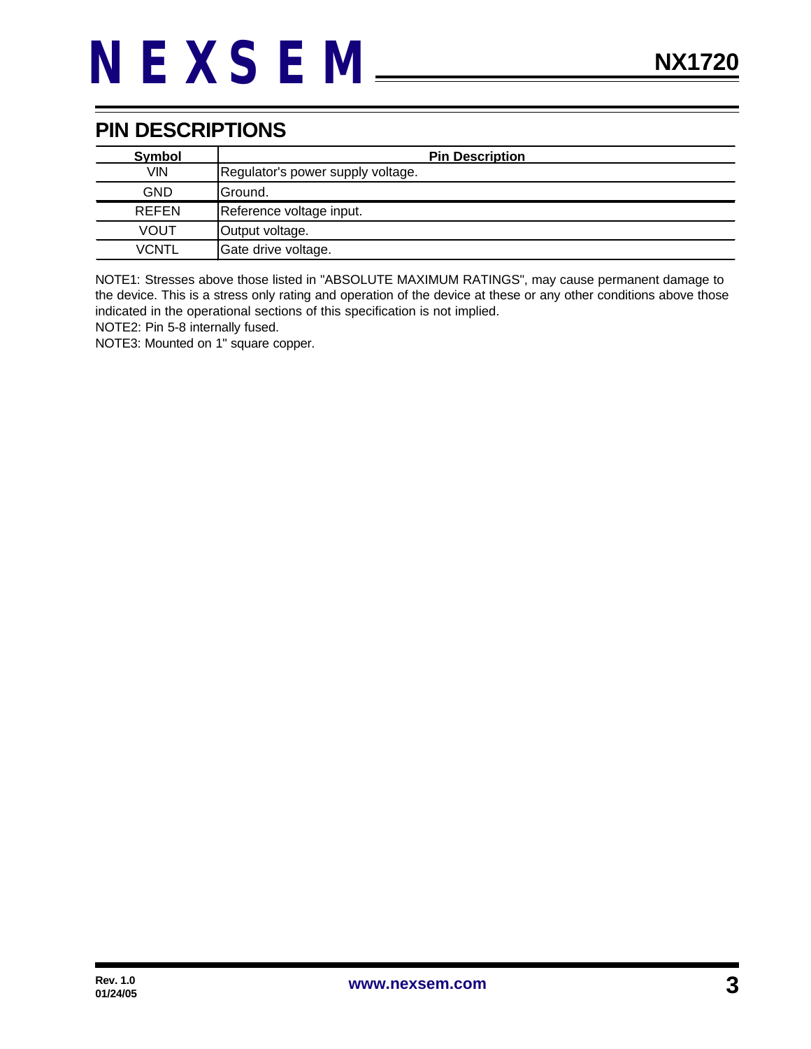## PIN DESCRIPTIONS

| Symbol | Pin Description |
|---|---|
| VIN | Regulator's power supply voltage. |
| GND | Ground. |
| REFEN | Reference voltage input. |
| VOUT | Output voltage. |
| VCNTL | Gate drive voltage. |

NOTE1: Stresses above those listed in "ABSOLUTE MAXIMUM RATINGS", may cause permanent damage to the device. This is a stress only rating and operation of the device at these or any other conditions above those indicated in the operational sections of this specification is not implied.

NOTE2: Pin 5-8 internally fused.

NOTE3: Mounted on 1" square copper.